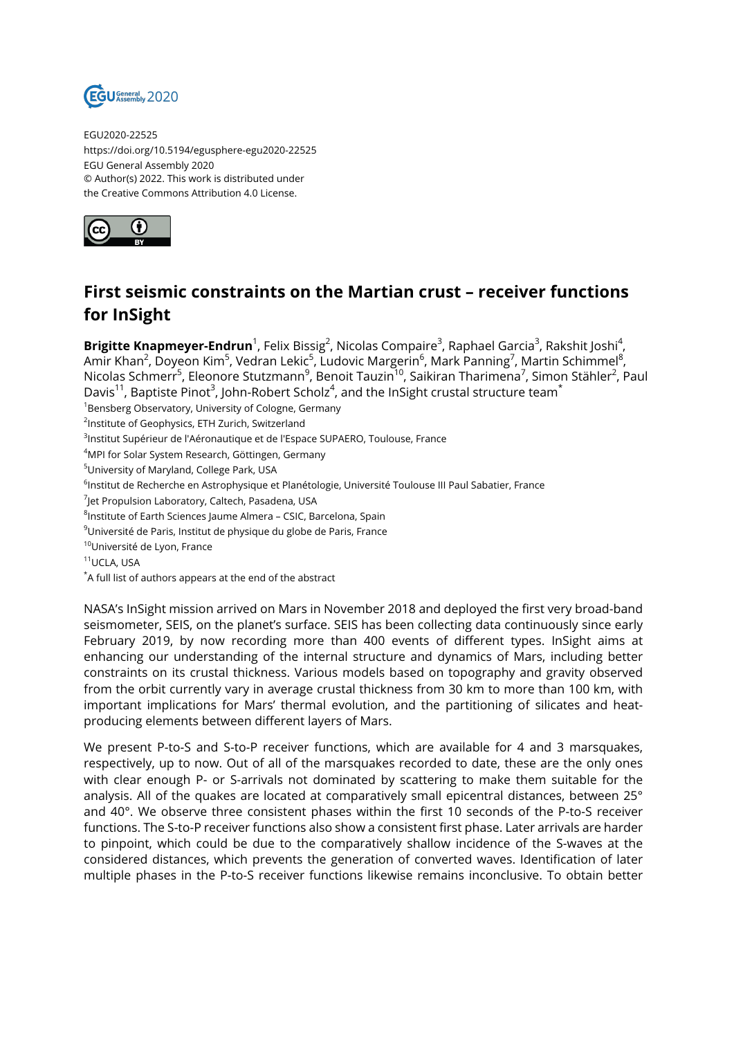EGU2020-22525
https://doi.org/10.5194/egusphere-egu2020-22525
EGU General Assembly 2020
© Author(s) 2022. This work is distributed under
the Creative Commons Attribution 4.0 License.

# First seismic constraints on the Martian crust – receiver functions for InSight

**Brigitte Knapmeyer-Endrun**[1], Felix Bissig[2], Nicolas Compaire[3], Raphael Garcia[3], Rakshit Joshi[4], Amir Khan[2], Doyeon Kim[5], Vedran Lekic[5], Ludovic Margerin[6], Mark Panning[7], Martin Schimmel[8], Nicolas Schmerr[5], Eleonore Stutzmann[9], Benoit Tauzin[10], Saikiran Tharimena[7], Simon Stähler[2], Paul Davis[11], Baptiste Pinot[3], John-Robert Scholz[4], and the InSight crustal structure team[*]

[1]Bensberg Observatory, University of Cologne, Germany
[2]Institute of Geophysics, ETH Zurich, Switzerland
[3]Institut Supérieur de l'Aéronautique et de l'Espace SUPAERO, Toulouse, France
[4]MPI for Solar System Research, Göttingen, Germany
[5]University of Maryland, College Park, USA
[6]Institut de Recherche en Astrophysique et Planétologie, Université Toulouse III Paul Sabatier, France
[7]Jet Propulsion Laboratory, Caltech, Pasadena, USA
[8]Institute of Earth Sciences Jaume Almera – CSIC, Barcelona, Spain
[9]Université de Paris, Institut de physique du globe de Paris, France
[10]Université de Lyon, France
[11]UCLA, USA
[*]A full list of authors appears at the end of the abstract

NASA's InSight mission arrived on Mars in November 2018 and deployed the first very broad-band seismometer, SEIS, on the planet's surface. SEIS has been collecting data continuously since early February 2019, by now recording more than 400 events of different types. InSight aims at enhancing our understanding of the internal structure and dynamics of Mars, including better constraints on its crustal thickness. Various models based on topography and gravity observed from the orbit currently vary in average crustal thickness from 30 km to more than 100 km, with important implications for Mars' thermal evolution, and the partitioning of silicates and heat-producing elements between different layers of Mars.

We present P-to-S and S-to-P receiver functions, which are available for 4 and 3 marsquakes, respectively, up to now. Out of all of the marsquakes recorded to date, these are the only ones with clear enough P- or S-arrivals not dominated by scattering to make them suitable for the analysis. All of the quakes are located at comparatively small epicentral distances, between 25° and 40°. We observe three consistent phases within the first 10 seconds of the P-to-S receiver functions. The S-to-P receiver functions also show a consistent first phase. Later arrivals are harder to pinpoint, which could be due to the comparatively shallow incidence of the S-waves at the considered distances, which prevents the generation of converted waves. Identification of later multiple phases in the P-to-S receiver functions likewise remains inconclusive. To obtain better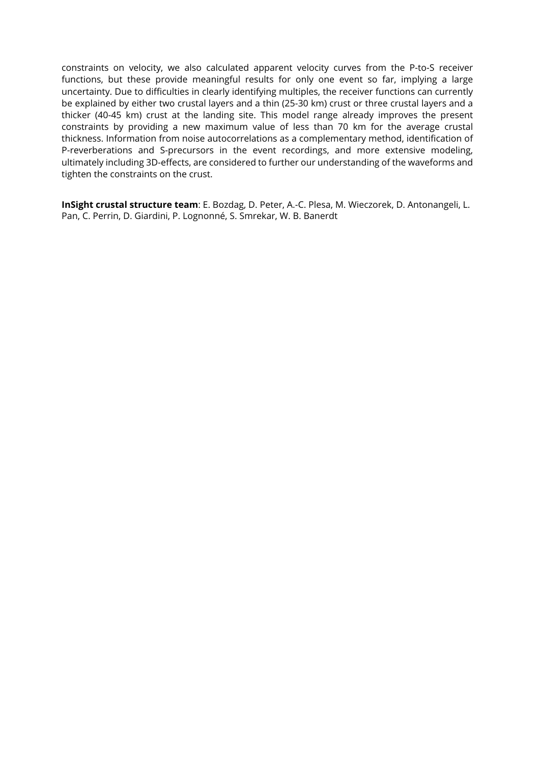constraints on velocity, we also calculated apparent velocity curves from the P-to-S receiver functions, but these provide meaningful results for only one event so far, implying a large uncertainty. Due to difficulties in clearly identifying multiples, the receiver functions can currently be explained by either two crustal layers and a thin (25-30 km) crust or three crustal layers and a thicker (40-45 km) crust at the landing site. This model range already improves the present constraints by providing a new maximum value of less than 70 km for the average crustal thickness. Information from noise autocorrelations as a complementary method, identification of P-reverberations and S-precursors in the event recordings, and more extensive modeling, ultimately including 3D-effects, are considered to further our understanding of the waveforms and tighten the constraints on the crust.

**InSight crustal structure team**: E. Bozdag, D. Peter, A.-C. Plesa, M. Wieczorek, D. Antonangeli, L. Pan, C. Perrin, D. Giardini, P. Lognonné, S. Smrekar, W. B. Banerdt